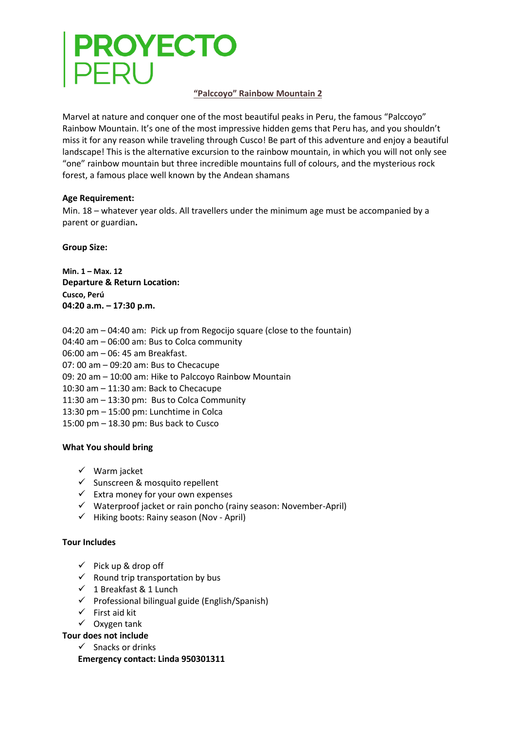# PROYECTO PERU

## "Palccoyo" Rainbow Mountain 2

Marvel at nature and conquer one of the most beautiful peaks in Peru, the famous "Palccoyo" Rainbow Mountain. It's one of the most impressive hidden gems that Peru has, and you shouldn't miss it for any reason while traveling through Cusco! Be part of this adventure and enjoy a beautiful landscape! This is the alternative excursion to the rainbow mountain, in which you will not only see "one" rainbow mountain but three incredible mountains full of colours, and the mysterious rock forest, a famous place well known by the Andean shamans

**Age Requirement:**

Min. 18 – whatever year olds. All travellers under the minimum age must be accompanied by a parent or guardian**.**

**Group Size:**

**Min. 1 – Max. 12**

**Departure & Return Location:**

**Cusco, Perú**

**04:20 a.m. – 17:30 p.m.**

04:20 am – 04:40 am: Pick up from Regocijo square (close to the fountain)
04:40 am – 06:00 am: Bus to Colca community
06:00 am – 06: 45 am Breakfast.
07: 00 am – 09:20 am: Bus to Checacupe
09: 20 am – 10:00 am: Hike to Palccoyo Rainbow Mountain
10:30 am – 11:30 am: Back to Checacupe
11:30 am – 13:30 pm: Bus to Colca Community
13:30 pm – 15:00 pm: Lunchtime in Colca
15:00 pm – 18.30 pm: Bus back to Cusco

**What You should bring**

- ✓ Warm jacket
- ✓ Sunscreen & mosquito repellent
- ✓ Extra money for your own expenses
- ✓ Waterproof jacket or rain poncho (rainy season: November-April)
- ✓ Hiking boots: Rainy season (Nov - April)

**Tour Includes**

- ✓ Pick up & drop off
- ✓ Round trip transportation by bus
- ✓ 1 Breakfast & 1 Lunch
- ✓ Professional bilingual guide (English/Spanish)
- ✓ First aid kit
- ✓ Oxygen tank

**Tour does not include**

- ✓ Snacks or drinks

**Emergency contact: Linda 950301311**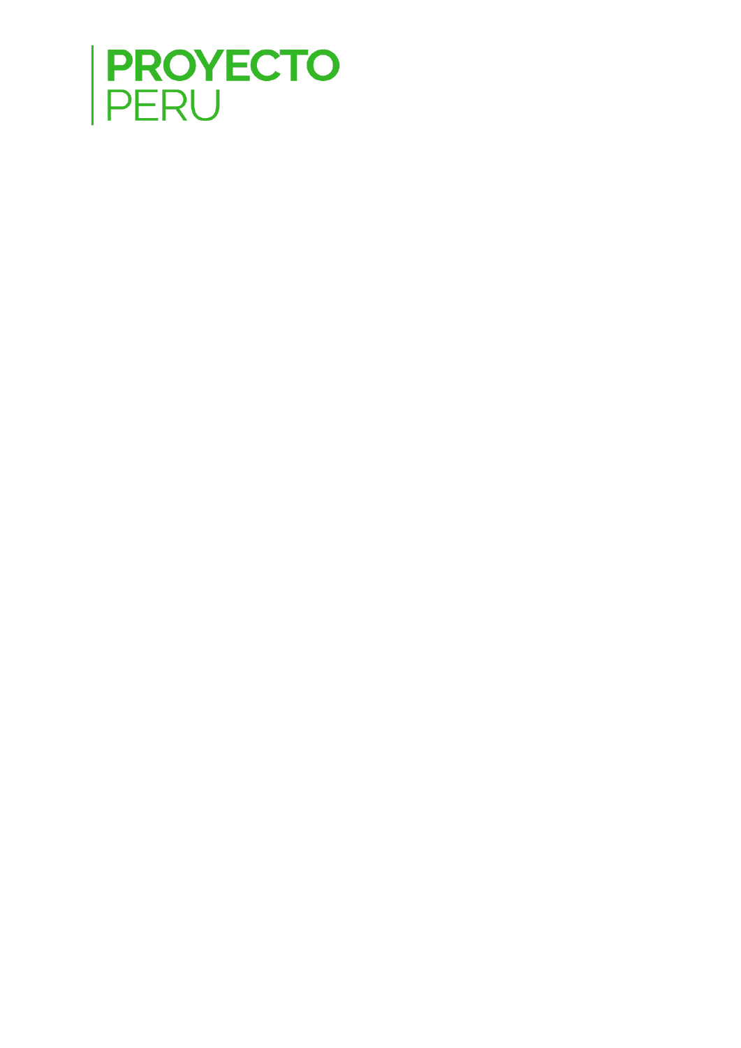PROYECTO
PERU